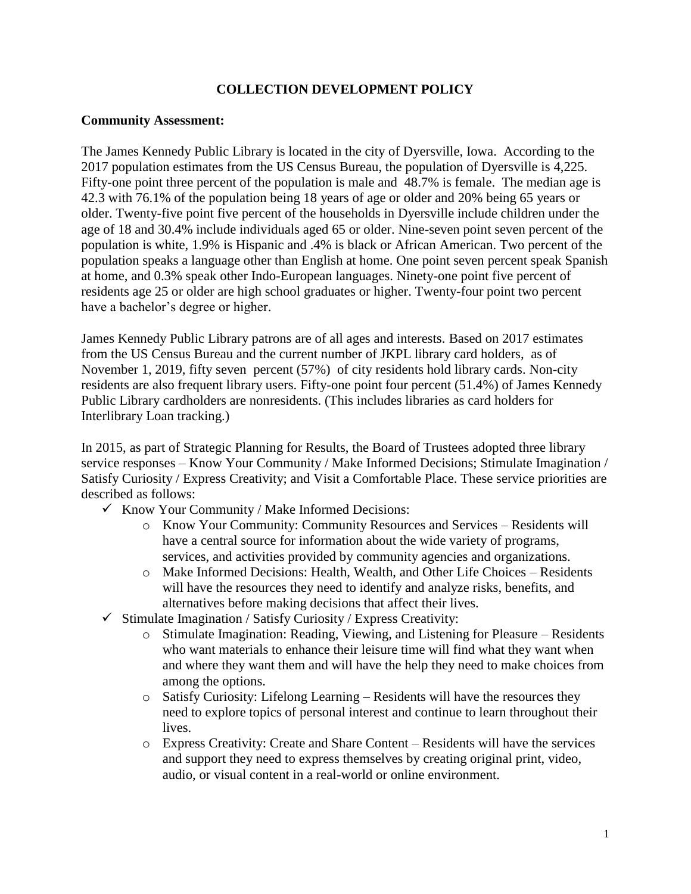# COLLECTION DEVELOPMENT POLICY

**Community Assessment:**

The James Kennedy Public Library is located in the city of Dyersville, Iowa. According to the 2017 population estimates from the US Census Bureau, the population of Dyersville is 4,225. Fifty-one point three percent of the population is male and 48.7% is female. The median age is 42.3 with 76.1% of the population being 18 years of age or older and 20% being 65 years or older. Twenty-five point five percent of the households in Dyersville include children under the age of 18 and 30.4% include individuals aged 65 or older. Nine-seven point seven percent of the population is white, 1.9% is Hispanic and .4% is black or African American. Two percent of the population speaks a language other than English at home. One point seven percent speak Spanish at home, and 0.3% speak other Indo-European languages. Ninety-one point five percent of residents age 25 or older are high school graduates or higher. Twenty-four point two percent have a bachelor's degree or higher.

James Kennedy Public Library patrons are of all ages and interests. Based on 2017 estimates from the US Census Bureau and the current number of JKPL library card holders, as of November 1, 2019, fifty seven percent (57%) of city residents hold library cards. Non-city residents are also frequent library users. Fifty-one point four percent (51.4%) of James Kennedy Public Library cardholders are nonresidents. (This includes libraries as card holders for Interlibrary Loan tracking.)

In 2015, as part of Strategic Planning for Results, the Board of Trustees adopted three library service responses – Know Your Community / Make Informed Decisions; Stimulate Imagination / Satisfy Curiosity / Express Creativity; and Visit a Comfortable Place. These service priorities are described as follows:

- ✓ Know Your Community / Make Informed Decisions:
    - Know Your Community: Community Resources and Services – Residents will have a central source for information about the wide variety of programs, services, and activities provided by community agencies and organizations.
    - Make Informed Decisions: Health, Wealth, and Other Life Choices – Residents will have the resources they need to identify and analyze risks, benefits, and alternatives before making decisions that affect their lives.
- ✓ Stimulate Imagination / Satisfy Curiosity / Express Creativity:
    - Stimulate Imagination: Reading, Viewing, and Listening for Pleasure – Residents who want materials to enhance their leisure time will find what they want when and where they want them and will have the help they need to make choices from among the options.
    - Satisfy Curiosity: Lifelong Learning – Residents will have the resources they need to explore topics of personal interest and continue to learn throughout their lives.
    - Express Creativity: Create and Share Content – Residents will have the services and support they need to express themselves by creating original print, video, audio, or visual content in a real-world or online environment.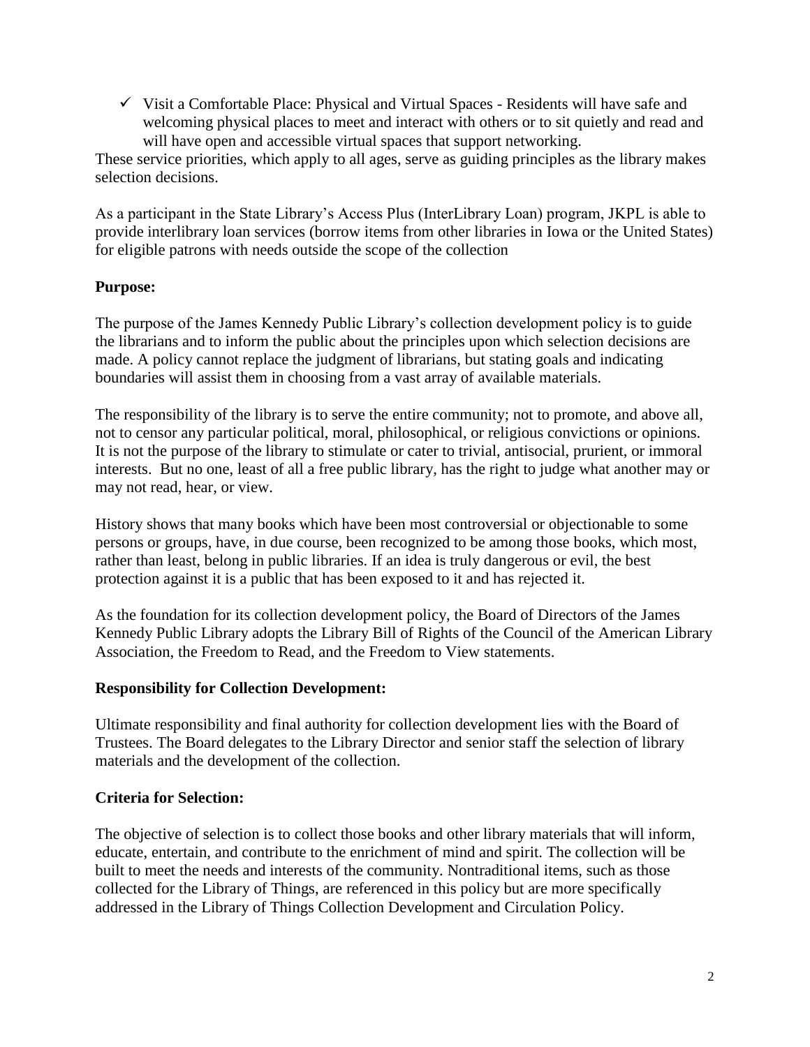- ✓ Visit a Comfortable Place: Physical and Virtual Spaces - Residents will have safe and welcoming physical places to meet and interact with others or to sit quietly and read and will have open and accessible virtual spaces that support networking.

These service priorities, which apply to all ages, serve as guiding principles as the library makes selection decisions.

As a participant in the State Library's Access Plus (InterLibrary Loan) program, JKPL is able to provide interlibrary loan services (borrow items from other libraries in Iowa or the United States) for eligible patrons with needs outside the scope of the collection

**Purpose:**

The purpose of the James Kennedy Public Library's collection development policy is to guide the librarians and to inform the public about the principles upon which selection decisions are made. A policy cannot replace the judgment of librarians, but stating goals and indicating boundaries will assist them in choosing from a vast array of available materials.

The responsibility of the library is to serve the entire community; not to promote, and above all, not to censor any particular political, moral, philosophical, or religious convictions or opinions. It is not the purpose of the library to stimulate or cater to trivial, antisocial, prurient, or immoral interests. But no one, least of all a free public library, has the right to judge what another may or may not read, hear, or view.

History shows that many books which have been most controversial or objectionable to some persons or groups, have, in due course, been recognized to be among those books, which most, rather than least, belong in public libraries. If an idea is truly dangerous or evil, the best protection against it is a public that has been exposed to it and has rejected it.

As the foundation for its collection development policy, the Board of Directors of the James Kennedy Public Library adopts the Library Bill of Rights of the Council of the American Library Association, the Freedom to Read, and the Freedom to View statements.

**Responsibility for Collection Development:**

Ultimate responsibility and final authority for collection development lies with the Board of Trustees. The Board delegates to the Library Director and senior staff the selection of library materials and the development of the collection.

**Criteria for Selection:**

The objective of selection is to collect those books and other library materials that will inform, educate, entertain, and contribute to the enrichment of mind and spirit. The collection will be built to meet the needs and interests of the community. Nontraditional items, such as those collected for the Library of Things, are referenced in this policy but are more specifically addressed in the Library of Things Collection Development and Circulation Policy.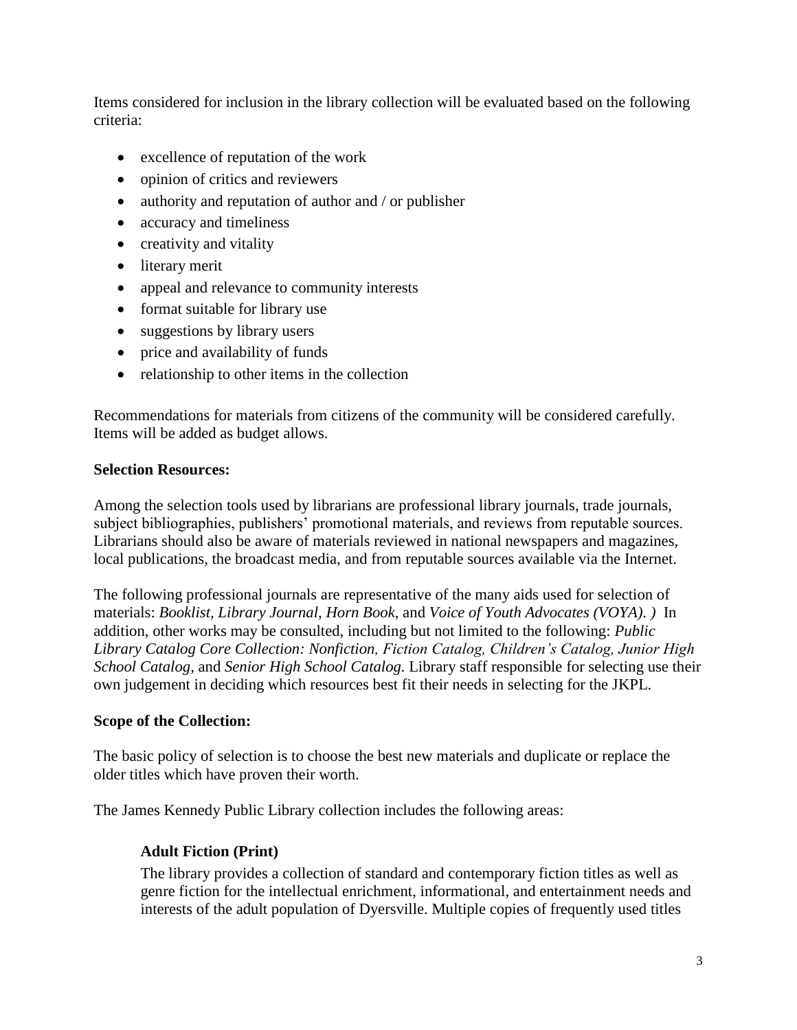Items considered for inclusion in the library collection will be evaluated based on the following criteria:

- excellence of reputation of the work
- opinion of critics and reviewers
- authority and reputation of author and / or publisher
- accuracy and timeliness
- creativity and vitality
- literary merit
- appeal and relevance to community interests
- format suitable for library use
- suggestions by library users
- price and availability of funds
- relationship to other items in the collection

Recommendations for materials from citizens of the community will be considered carefully. Items will be added as budget allows.

**Selection Resources:**

Among the selection tools used by librarians are professional library journals, trade journals, subject bibliographies, publishers' promotional materials, and reviews from reputable sources. Librarians should also be aware of materials reviewed in national newspapers and magazines, local publications, the broadcast media, and from reputable sources available via the Internet.

The following professional journals are representative of the many aids used for selection of materials: *Booklist, Library Journal, Horn Book*, and *Voice of Youth Advocates (VOYA). )* In addition, other works may be consulted, including but not limited to the following: *Public Library Catalog Core Collection: Nonfiction, Fiction Catalog, Children's Catalog, Junior High School Catalog*, and *Senior High School Catalog.* Library staff responsible for selecting use their own judgement in deciding which resources best fit their needs in selecting for the JKPL.

**Scope of the Collection:**

The basic policy of selection is to choose the best new materials and duplicate or replace the older titles which have proven their worth.

The James Kennedy Public Library collection includes the following areas:

**Adult Fiction (Print)**

The library provides a collection of standard and contemporary fiction titles as well as genre fiction for the intellectual enrichment, informational, and entertainment needs and interests of the adult population of Dyersville. Multiple copies of frequently used titles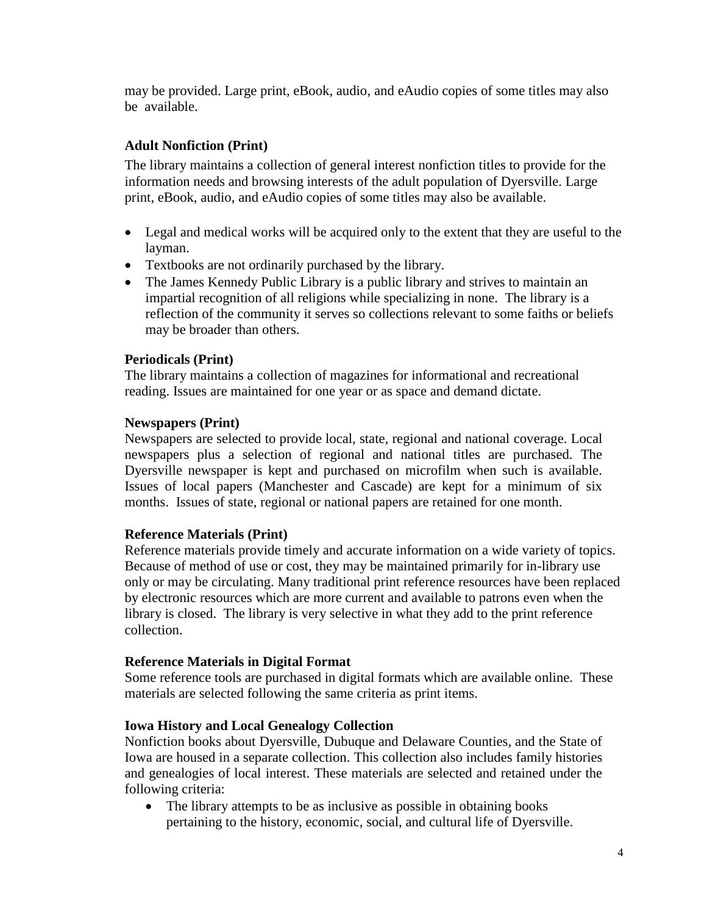may be provided. Large print, eBook, audio, and eAudio copies of some titles may also be available.

**Adult Nonfiction (Print)**

The library maintains a collection of general interest nonfiction titles to provide for the information needs and browsing interests of the adult population of Dyersville. Large print, eBook, audio, and eAudio copies of some titles may also be available.

- Legal and medical works will be acquired only to the extent that they are useful to the layman.
- Textbooks are not ordinarily purchased by the library.
- The James Kennedy Public Library is a public library and strives to maintain an impartial recognition of all religions while specializing in none. The library is a reflection of the community it serves so collections relevant to some faiths or beliefs may be broader than others.

**Periodicals (Print)**

The library maintains a collection of magazines for informational and recreational reading. Issues are maintained for one year or as space and demand dictate.

**Newspapers (Print)**

Newspapers are selected to provide local, state, regional and national coverage. Local newspapers plus a selection of regional and national titles are purchased. The Dyersville newspaper is kept and purchased on microfilm when such is available. Issues of local papers (Manchester and Cascade) are kept for a minimum of six months. Issues of state, regional or national papers are retained for one month.

**Reference Materials (Print)**

Reference materials provide timely and accurate information on a wide variety of topics. Because of method of use or cost, they may be maintained primarily for in-library use only or may be circulating. Many traditional print reference resources have been replaced by electronic resources which are more current and available to patrons even when the library is closed. The library is very selective in what they add to the print reference collection.

**Reference Materials in Digital Format**

Some reference tools are purchased in digital formats which are available online. These materials are selected following the same criteria as print items.

**Iowa History and Local Genealogy Collection**

Nonfiction books about Dyersville, Dubuque and Delaware Counties, and the State of Iowa are housed in a separate collection. This collection also includes family histories and genealogies of local interest. These materials are selected and retained under the following criteria:

- The library attempts to be as inclusive as possible in obtaining books pertaining to the history, economic, social, and cultural life of Dyersville.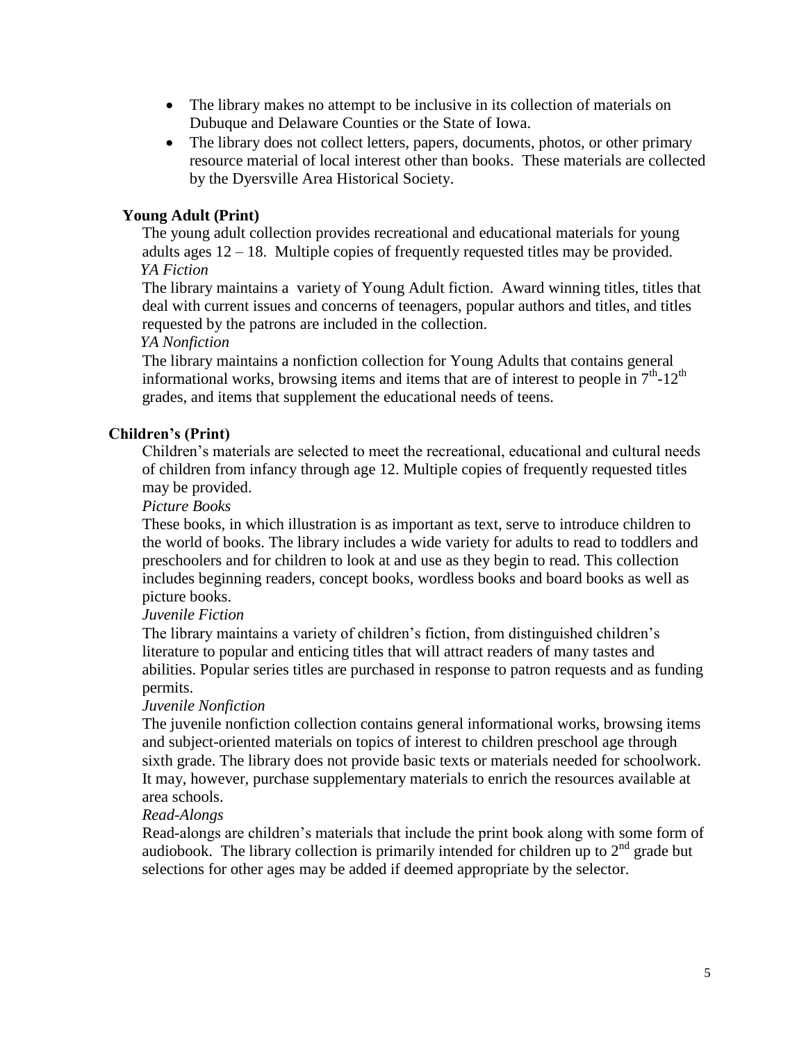- The library makes no attempt to be inclusive in its collection of materials on Dubuque and Delaware Counties or the State of Iowa.
- The library does not collect letters, papers, documents, photos, or other primary resource material of local interest other than books. These materials are collected by the Dyersville Area Historical Society.

### Young Adult (Print)

The young adult collection provides recreational and educational materials for young adults ages 12 – 18. Multiple copies of frequently requested titles may be provided.

*YA Fiction*

The library maintains a variety of Young Adult fiction. Award winning titles, titles that deal with current issues and concerns of teenagers, popular authors and titles, and titles requested by the patrons are included in the collection.

*YA Nonfiction*

The library maintains a nonfiction collection for Young Adults that contains general informational works, browsing items and items that are of interest to people in 7th-12th grades, and items that supplement the educational needs of teens.

### Children's (Print)

Children's materials are selected to meet the recreational, educational and cultural needs of children from infancy through age 12. Multiple copies of frequently requested titles may be provided.

*Picture Books*

These books, in which illustration is as important as text, serve to introduce children to the world of books. The library includes a wide variety for adults to read to toddlers and preschoolers and for children to look at and use as they begin to read. This collection includes beginning readers, concept books, wordless books and board books as well as picture books.

*Juvenile Fiction*

The library maintains a variety of children's fiction, from distinguished children's literature to popular and enticing titles that will attract readers of many tastes and abilities. Popular series titles are purchased in response to patron requests and as funding permits.

*Juvenile Nonfiction*

The juvenile nonfiction collection contains general informational works, browsing items and subject-oriented materials on topics of interest to children preschool age through sixth grade. The library does not provide basic texts or materials needed for schoolwork. It may, however, purchase supplementary materials to enrich the resources available at area schools.

*Read-Alongs*

Read-alongs are children's materials that include the print book along with some form of audiobook. The library collection is primarily intended for children up to 2nd grade but selections for other ages may be added if deemed appropriate by the selector.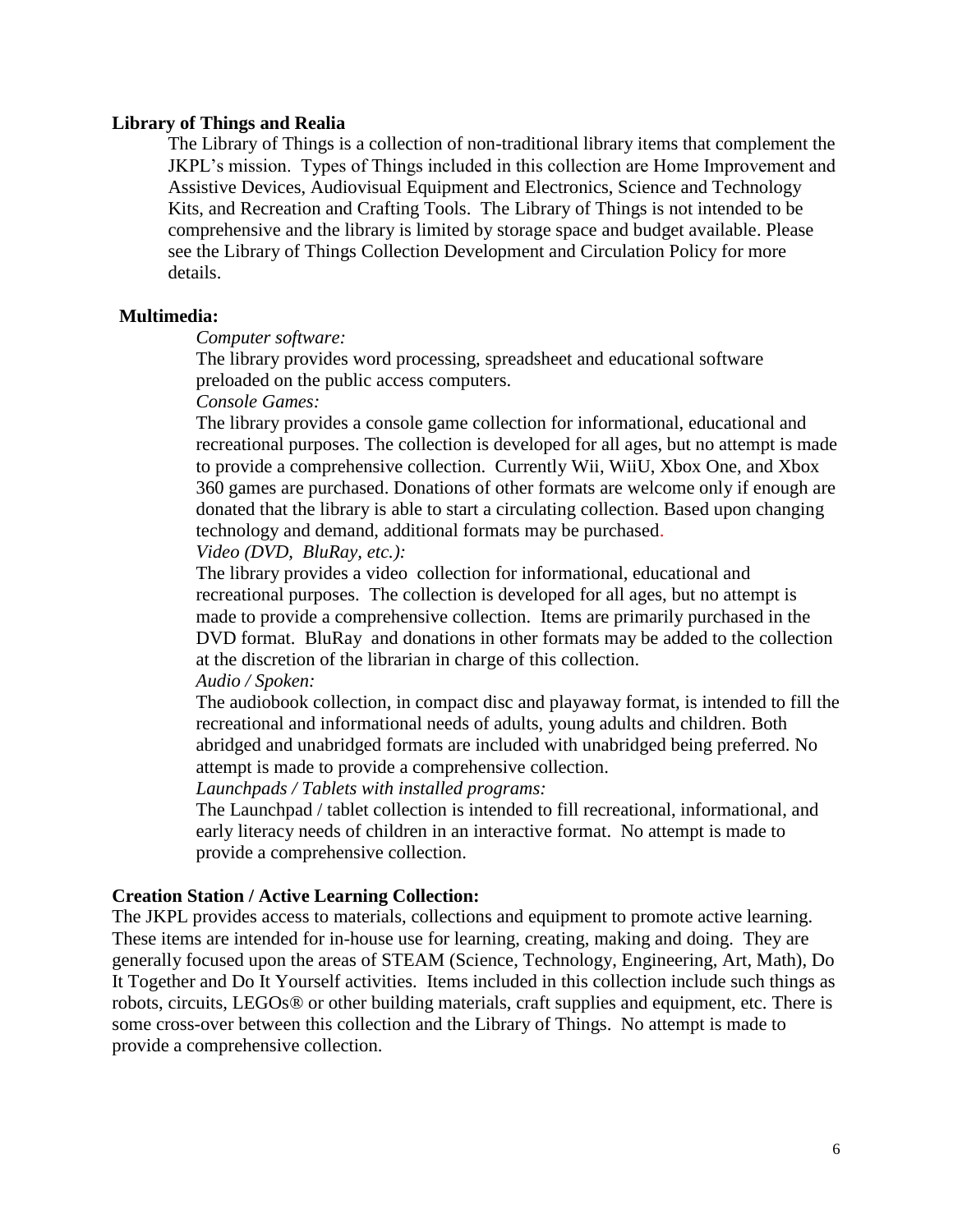**Library of Things and Realia**

The Library of Things is a collection of non-traditional library items that complement the JKPL's mission. Types of Things included in this collection are Home Improvement and Assistive Devices, Audiovisual Equipment and Electronics, Science and Technology Kits, and Recreation and Crafting Tools. The Library of Things is not intended to be comprehensive and the library is limited by storage space and budget available. Please see the Library of Things Collection Development and Circulation Policy for more details.

**Multimedia:**

*Computer software:*

The library provides word processing, spreadsheet and educational software preloaded on the public access computers.

*Console Games:*

The library provides a console game collection for informational, educational and recreational purposes. The collection is developed for all ages, but no attempt is made to provide a comprehensive collection. Currently Wii, WiiU, Xbox One, and Xbox 360 games are purchased. Donations of other formats are welcome only if enough are donated that the library is able to start a circulating collection. Based upon changing technology and demand, additional formats may be purchased.

*Video (DVD, BluRay, etc.):*

The library provides a video collection for informational, educational and recreational purposes. The collection is developed for all ages, but no attempt is made to provide a comprehensive collection. Items are primarily purchased in the DVD format. BluRay and donations in other formats may be added to the collection at the discretion of the librarian in charge of this collection.

*Audio / Spoken:*

The audiobook collection, in compact disc and playaway format, is intended to fill the recreational and informational needs of adults, young adults and children. Both abridged and unabridged formats are included with unabridged being preferred. No attempt is made to provide a comprehensive collection.

*Launchpads / Tablets with installed programs:*

The Launchpad / tablet collection is intended to fill recreational, informational, and early literacy needs of children in an interactive format. No attempt is made to provide a comprehensive collection.

**Creation Station / Active Learning Collection:**

The JKPL provides access to materials, collections and equipment to promote active learning. These items are intended for in-house use for learning, creating, making and doing. They are generally focused upon the areas of STEAM (Science, Technology, Engineering, Art, Math), Do It Together and Do It Yourself activities. Items included in this collection include such things as robots, circuits, LEGOs® or other building materials, craft supplies and equipment, etc. There is some cross-over between this collection and the Library of Things. No attempt is made to provide a comprehensive collection.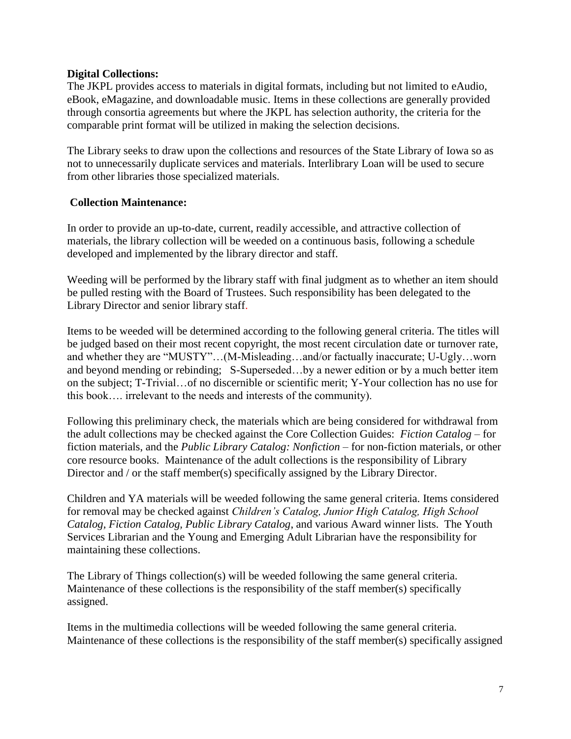**Digital Collections:**

The JKPL provides access to materials in digital formats, including but not limited to eAudio, eBook, eMagazine, and downloadable music. Items in these collections are generally provided through consortia agreements but where the JKPL has selection authority, the criteria for the comparable print format will be utilized in making the selection decisions.

The Library seeks to draw upon the collections and resources of the State Library of Iowa so as not to unnecessarily duplicate services and materials. Interlibrary Loan will be used to secure from other libraries those specialized materials.

**Collection Maintenance:**

In order to provide an up-to-date, current, readily accessible, and attractive collection of materials, the library collection will be weeded on a continuous basis, following a schedule developed and implemented by the library director and staff.

Weeding will be performed by the library staff with final judgment as to whether an item should be pulled resting with the Board of Trustees. Such responsibility has been delegated to the Library Director and senior library staff.

Items to be weeded will be determined according to the following general criteria. The titles will be judged based on their most recent copyright, the most recent circulation date or turnover rate, and whether they are "MUSTY"…(M-Misleading…and/or factually inaccurate; U-Ugly…worn and beyond mending or rebinding; S-Superseded…by a newer edition or by a much better item on the subject; T-Trivial…of no discernible or scientific merit; Y-Your collection has no use for this book…. irrelevant to the needs and interests of the community).

Following this preliminary check, the materials which are being considered for withdrawal from the adult collections may be checked against the Core Collection Guides: *Fiction Catalog* – for fiction materials, and the *Public Library Catalog: Nonfiction* – for non-fiction materials, or other core resource books. Maintenance of the adult collections is the responsibility of Library Director and / or the staff member(s) specifically assigned by the Library Director.

Children and YA materials will be weeded following the same general criteria. Items considered for removal may be checked against *Children's Catalog, Junior High Catalog, High School Catalog, Fiction Catalog, Public Library Catalog*, and various Award winner lists. The Youth Services Librarian and the Young and Emerging Adult Librarian have the responsibility for maintaining these collections.

The Library of Things collection(s) will be weeded following the same general criteria. Maintenance of these collections is the responsibility of the staff member(s) specifically assigned.

Items in the multimedia collections will be weeded following the same general criteria. Maintenance of these collections is the responsibility of the staff member(s) specifically assigned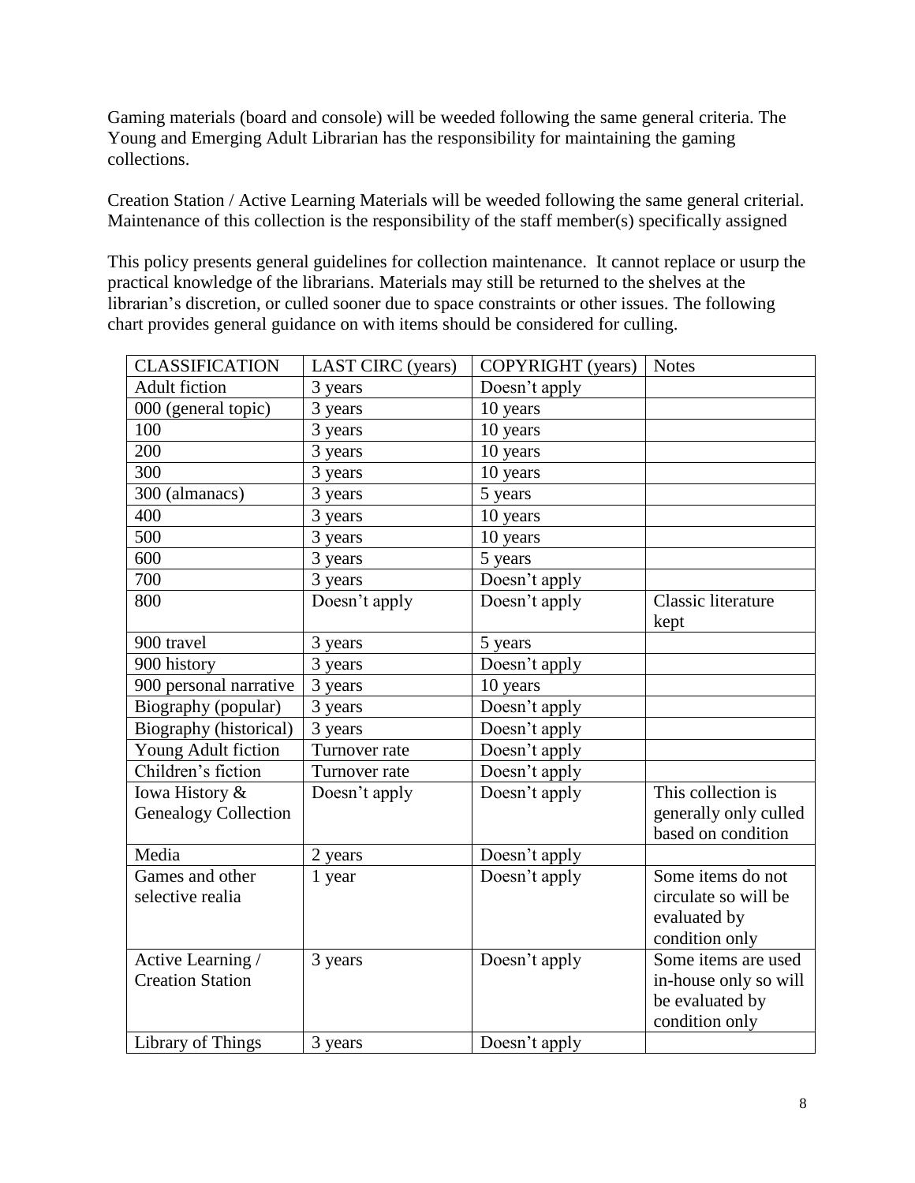Gaming materials (board and console) will be weeded following the same general criteria. The Young and Emerging Adult Librarian has the responsibility for maintaining the gaming collections.

Creation Station / Active Learning Materials will be weeded following the same general criterial. Maintenance of this collection is the responsibility of the staff member(s) specifically assigned

This policy presents general guidelines for collection maintenance. It cannot replace or usurp the practical knowledge of the librarians. Materials may still be returned to the shelves at the librarian's discretion, or culled sooner due to space constraints or other issues. The following chart provides general guidance on with items should be considered for culling.

| CLASSIFICATION | LAST CIRC (years) | COPYRIGHT (years) | Notes |
|---|---|---|---|
| Adult fiction | 3 years | Doesn't apply | |
| 000 (general topic) | 3 years | 10 years | |
| 100 | 3 years | 10 years | |
| 200 | 3 years | 10 years | |
| 300 | 3 years | 10 years | |
| 300 (almanacs) | 3 years | 5 years | |
| 400 | 3 years | 10 years | |
| 500 | 3 years | 10 years | |
| 600 | 3 years | 5 years | |
| 700 | 3 years | Doesn't apply | |
| 800 | Doesn't apply | Doesn't apply | Classic literature kept |
| 900 travel | 3 years | 5 years | |
| 900 history | 3 years | Doesn't apply | |
| 900 personal narrative | 3 years | 10 years | |
| Biography (popular) | 3 years | Doesn't apply | |
| Biography (historical) | 3 years | Doesn't apply | |
| Young Adult fiction | Turnover rate | Doesn't apply | |
| Children's fiction | Turnover rate | Doesn't apply | |
| Iowa History & Genealogy Collection | Doesn't apply | Doesn't apply | This collection is generally only culled based on condition |
| Media | 2 years | Doesn't apply | |
| Games and other selective realia | 1 year | Doesn't apply | Some items do not circulate so will be evaluated by condition only |
| Active Learning / Creation Station | 3 years | Doesn't apply | Some items are used in-house only so will be evaluated by condition only |
| Library of Things | 3 years | Doesn't apply | |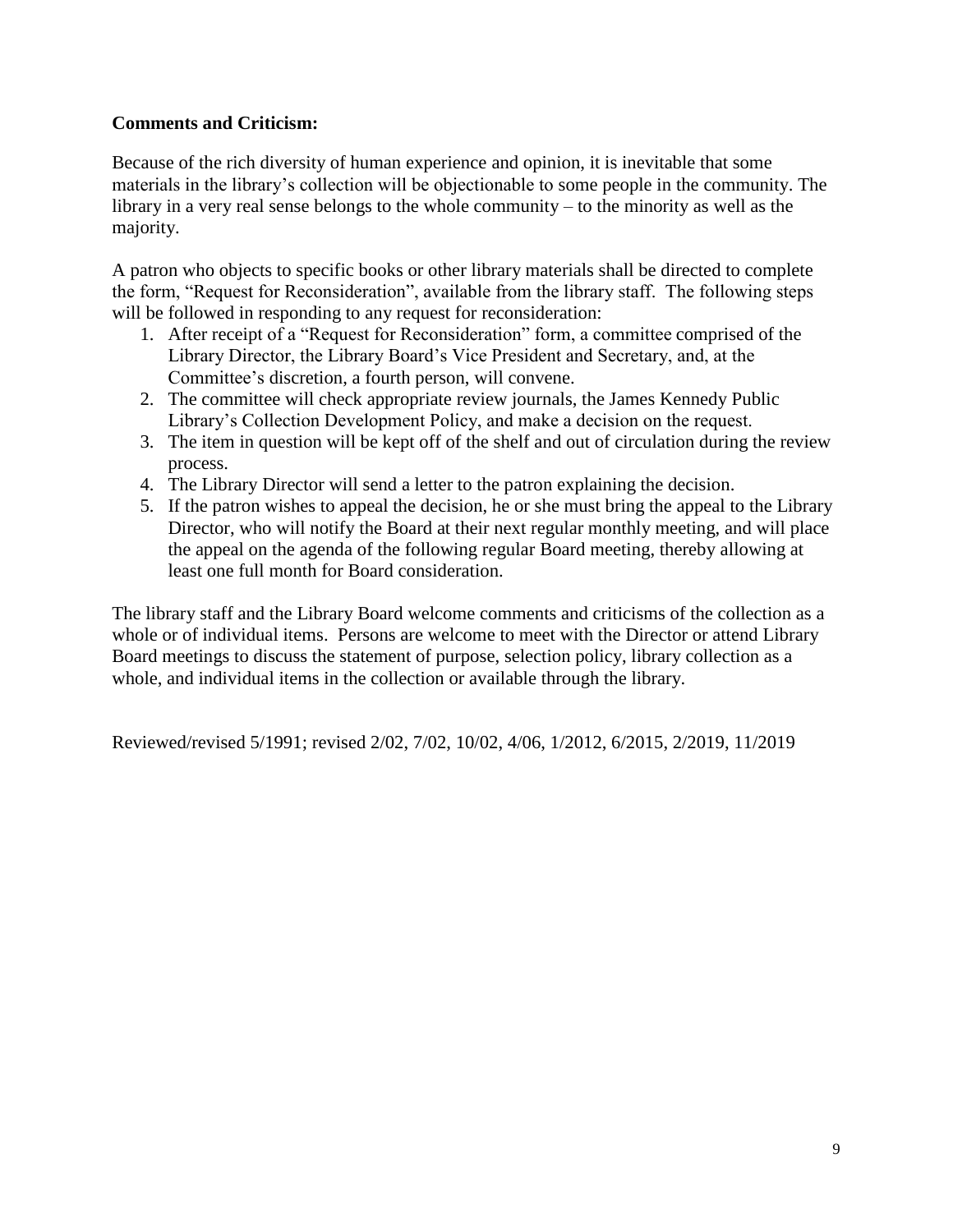**Comments and Criticism:**

Because of the rich diversity of human experience and opinion, it is inevitable that some materials in the library's collection will be objectionable to some people in the community. The library in a very real sense belongs to the whole community – to the minority as well as the majority.

A patron who objects to specific books or other library materials shall be directed to complete the form, "Request for Reconsideration", available from the library staff. The following steps will be followed in responding to any request for reconsideration:

1. After receipt of a "Request for Reconsideration" form, a committee comprised of the Library Director, the Library Board's Vice President and Secretary, and, at the Committee's discretion, a fourth person, will convene.
2. The committee will check appropriate review journals, the James Kennedy Public Library's Collection Development Policy, and make a decision on the request.
3. The item in question will be kept off of the shelf and out of circulation during the review process.
4. The Library Director will send a letter to the patron explaining the decision.
5. If the patron wishes to appeal the decision, he or she must bring the appeal to the Library Director, who will notify the Board at their next regular monthly meeting, and will place the appeal on the agenda of the following regular Board meeting, thereby allowing at least one full month for Board consideration.

The library staff and the Library Board welcome comments and criticisms of the collection as a whole or of individual items. Persons are welcome to meet with the Director or attend Library Board meetings to discuss the statement of purpose, selection policy, library collection as a whole, and individual items in the collection or available through the library.

Reviewed/revised 5/1991; revised 2/02, 7/02, 10/02, 4/06, 1/2012, 6/2015, 2/2019, 11/2019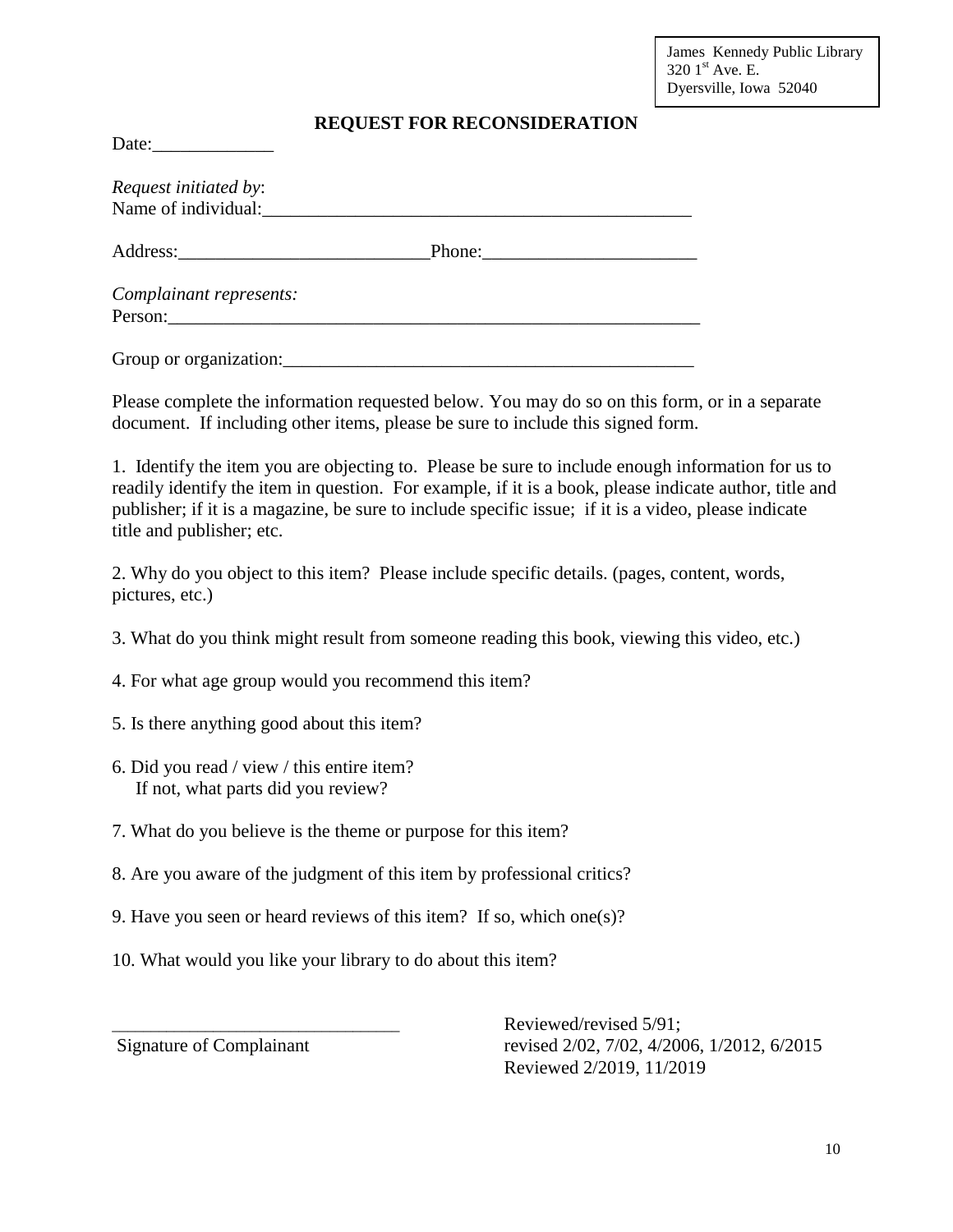James Kennedy Public Library
320 1st Ave. E.
Dyersville, Iowa 52040

## REQUEST FOR RECONSIDERATION

Date:_____________

*Request initiated by*:
Name of individual:_______________________________________________

Address:__________________________Phone:______________________

*Complainant represents:*
Person:__________________________________________________________

Group or organization:____________________________________________

Please complete the information requested below. You may do so on this form, or in a separate document. If including other items, please be sure to include this signed form.

1. Identify the item you are objecting to. Please be sure to include enough information for us to readily identify the item in question. For example, if it is a book, please indicate author, title and publisher; if it is a magazine, be sure to include specific issue; if it is a video, please indicate title and publisher; etc.

2. Why do you object to this item? Please include specific details. (pages, content, words, pictures, etc.)

3. What do you think might result from someone reading this book, viewing this video, etc.)

4. For what age group would you recommend this item?

5. Is there anything good about this item?

6. Did you read / view / this entire item?
   If not, what parts did you review?

7. What do you believe is the theme or purpose for this item?

8. Are you aware of the judgment of this item by professional critics?

9. Have you seen or heard reviews of this item? If so, which one(s)?

10. What would you like your library to do about this item?

_______________________________
Signature of Complainant

Reviewed/revised 5/91;
revised 2/02, 7/02, 4/2006, 1/2012, 6/2015
Reviewed 2/2019, 11/2019